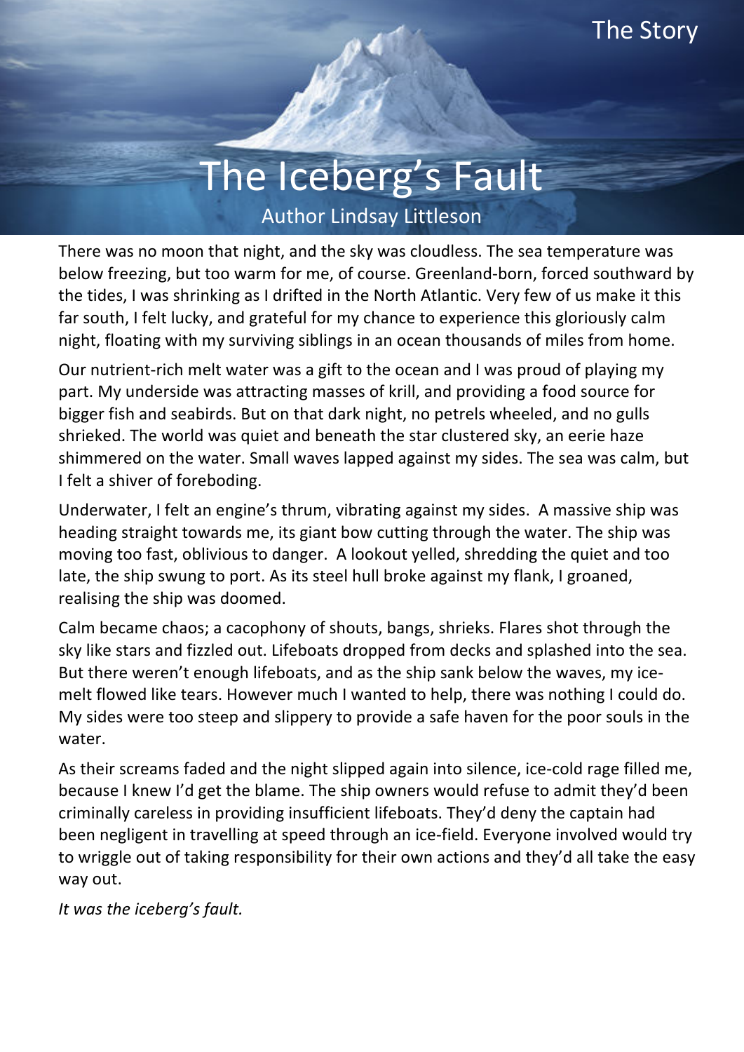The Story

# The Iceberg's Fault

Author Lindsay Littleson

There was no moon that night, and the sky was cloudless. The sea temperature was below freezing, but too warm for me, of course. Greenland-born, forced southward by the tides, I was shrinking as I drifted in the North Atlantic. Very few of us make it this far south, I felt lucky, and grateful for my chance to experience this gloriously calm night, floating with my surviving siblings in an ocean thousands of miles from home.

Our nutrient-rich melt water was a gift to the ocean and I was proud of playing my part. My underside was attracting masses of krill, and providing a food source for bigger fish and seabirds. But on that dark night, no petrels wheeled, and no gulls shrieked. The world was quiet and beneath the star clustered sky, an eerie haze shimmered on the water. Small waves lapped against my sides. The sea was calm, but I felt a shiver of foreboding.

Underwater, I felt an engine's thrum, vibrating against my sides. A massive ship was heading straight towards me, its giant bow cutting through the water. The ship was moving too fast, oblivious to danger. A lookout yelled, shredding the quiet and too late, the ship swung to port. As its steel hull broke against my flank, I groaned, realising the ship was doomed.

Calm became chaos; a cacophony of shouts, bangs, shrieks. Flares shot through the sky like stars and fizzled out. Lifeboats dropped from decks and splashed into the sea. But there weren't enough lifeboats, and as the ship sank below the waves, my ice-melt flowed like tears. However much I wanted to help, there was nothing I could do. My sides were too steep and slippery to provide a safe haven for the poor souls in the water.

As their screams faded and the night slipped again into silence, ice-cold rage filled me, because I knew I'd get the blame. The ship owners would refuse to admit they'd been criminally careless in providing insufficient lifeboats. They'd deny the captain had been negligent in travelling at speed through an ice-field. Everyone involved would try to wriggle out of taking responsibility for their own actions and they'd all take the easy way out.

*It was the iceberg's fault.*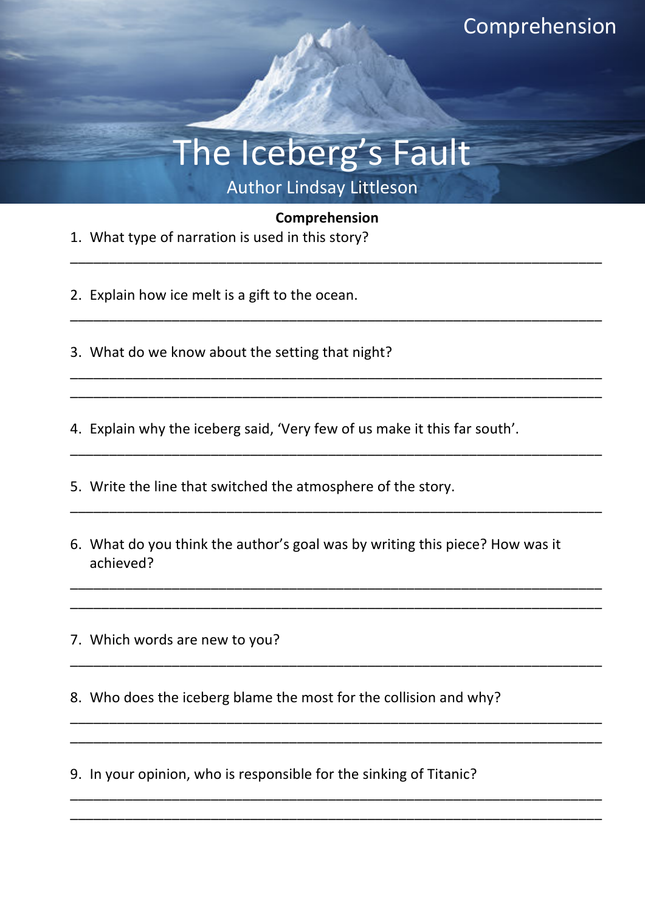Comprehension

# The Iceberg's Fault

Author Lindsay Littleson

**Comprehension**

1. What type of narration is used in this story?

___________________________________________________________________________

2. Explain how ice melt is a gift to the ocean.

___________________________________________________________________________

3. What do we know about the setting that night?

___________________________________________________________________________

___________________________________________________________________________

4. Explain why the iceberg said, 'Very few of us make it this far south'.

___________________________________________________________________________

5. Write the line that switched the atmosphere of the story.

___________________________________________________________________________

6. What do you think the author's goal was by writing this piece? How was it achieved?

___________________________________________________________________________

___________________________________________________________________________

7. Which words are new to you?

___________________________________________________________________________

8. Who does the iceberg blame the most for the collision and why?

___________________________________________________________________________

___________________________________________________________________________

9. In your opinion, who is responsible for the sinking of Titanic?

___________________________________________________________________________

___________________________________________________________________________